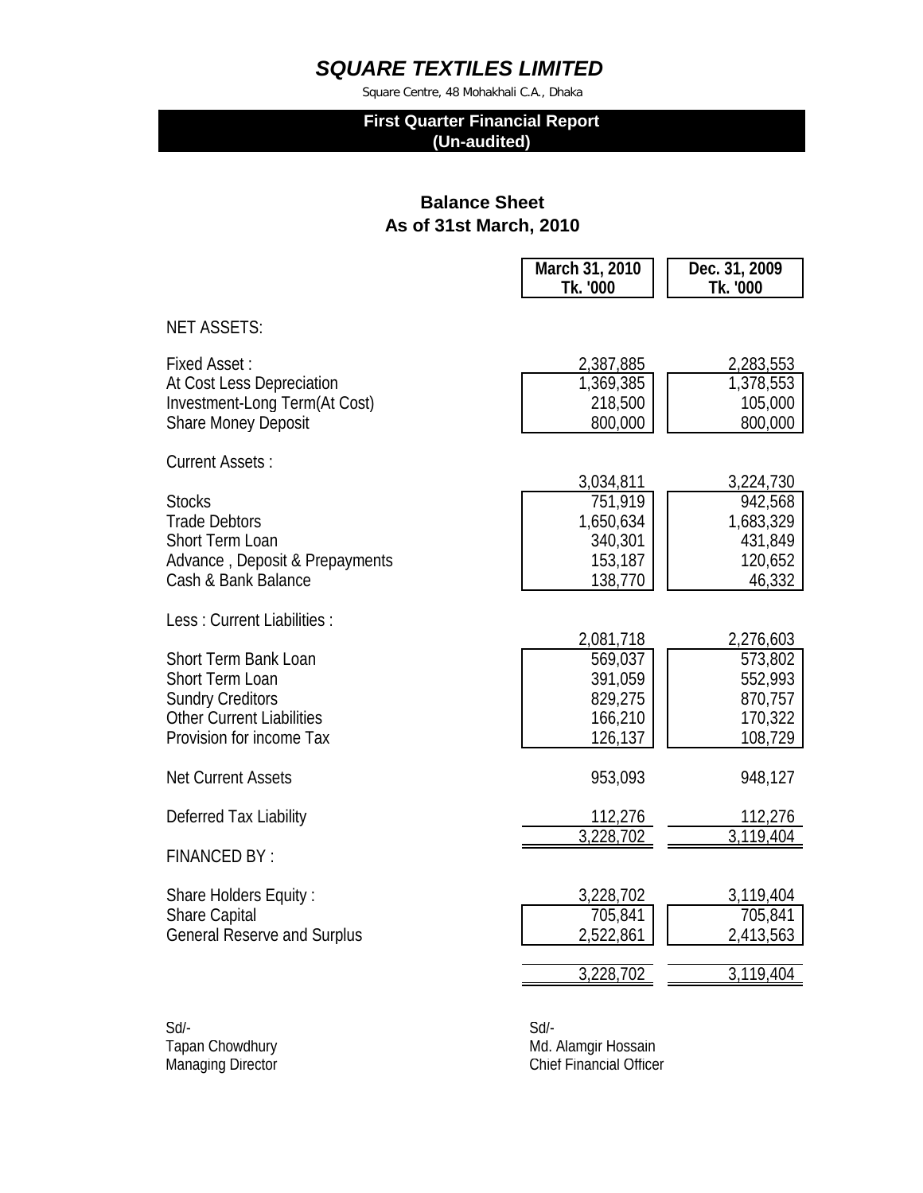# SQUARE TEXTILES LIMITED

Square Centre, 48 Mohakhali C.A., Dhaka

**First Quarter Financial Report**
**(Un-audited)**

## Balance Sheet
## As of 31st March, 2010

| | March 31, 2010 Tk. '000 | Dec. 31, 2009 Tk. '000 |
|---|---|---|
| NET ASSETS: | | |
| Fixed Asset : | 2,387,885 | 2,283,553 |
| At Cost Less Depreciation | 1,369,385 | 1,378,553 |
| Investment-Long Term(At Cost) | 218,500 | 105,000 |
| Share Money Deposit | 800,000 | 800,000 |
| Current Assets : | 3,034,811 | 3,224,730 |
| Stocks | 751,919 | 942,568 |
| Trade Debtors | 1,650,634 | 1,683,329 |
| Short Term Loan | 340,301 | 431,849 |
| Advance , Deposit & Prepayments | 153,187 | 120,652 |
| Cash & Bank Balance | 138,770 | 46,332 |
| Less : Current Liabilities : | 2,081,718 | 2,276,603 |
| Short Term Bank Loan | 569,037 | 573,802 |
| Short Term Loan | 391,059 | 552,993 |
| Sundry Creditors | 829,275 | 870,757 |
| Other Current Liabilities | 166,210 | 170,322 |
| Provision for income Tax | 126,137 | 108,729 |
| Net Current Assets | 953,093 | 948,127 |
| Deferred Tax Liability | 112,276 | 112,276 |
| | 3,228,702 | 3,119,404 |
| FINANCED BY : | | |
| Share Holders Equity : | 3,228,702 | 3,119,404 |
| Share Capital | 705,841 | 705,841 |
| General Reserve and Surplus | 2,522,861 | 2,413,563 |
| | 3,228,702 | 3,119,404 |

Sd/-
Tapan Chowdhury
Managing Director

Sd/-
Md. Alamgir Hossain
Chief Financial Officer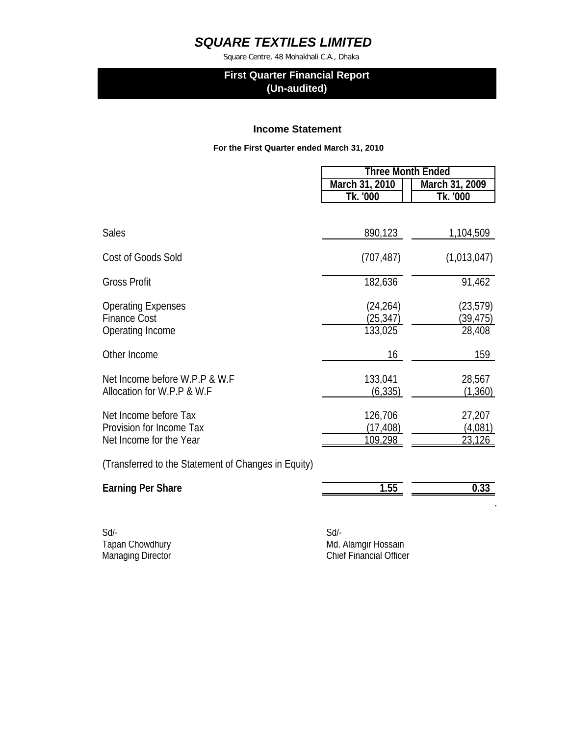# SQUARE TEXTILES LIMITED

Square Centre, 48 Mohakhali C.A., Dhaka

## First Quarter Financial Report
## (Un-audited)

### Income Statement

**For the First Quarter ended March 31, 2010**

| | Three Month Ended | |
|---|---|---|
| | March 31, 2010 | March 31, 2009 |
| | Tk. '000 | Tk. '000 |
| Sales | 890,123 | 1,104,509 |
| Cost of Goods Sold | (707,487) | (1,013,047) |
| Gross Profit | 182,636 | 91,462 |
| Operating Expenses | (24,264) | (23,579) |
| Finance Cost | (25,347) | (39,475) |
| Operating Income | 133,025 | 28,408 |
| Other Income | 16 | 159 |
| Net Income before W.P.P & W.F | 133,041 | 28,567 |
| Allocation for W.P.P & W.F | (6,335) | (1,360) |
| Net Income before Tax | 126,706 | 27,207 |
| Provision for Income Tax | (17,408) | (4,081) |
| Net Income for the Year | 109,298 | 23,126 |
| (Transferred to the Statement of Changes in Equity) | | |
| **Earning Per Share** | **1.55** | **0.33** |

Sd/-
Tapan Chowdhury
Managing Director

Sd/-
Md. Alamgir Hossain
Chief Financial Officer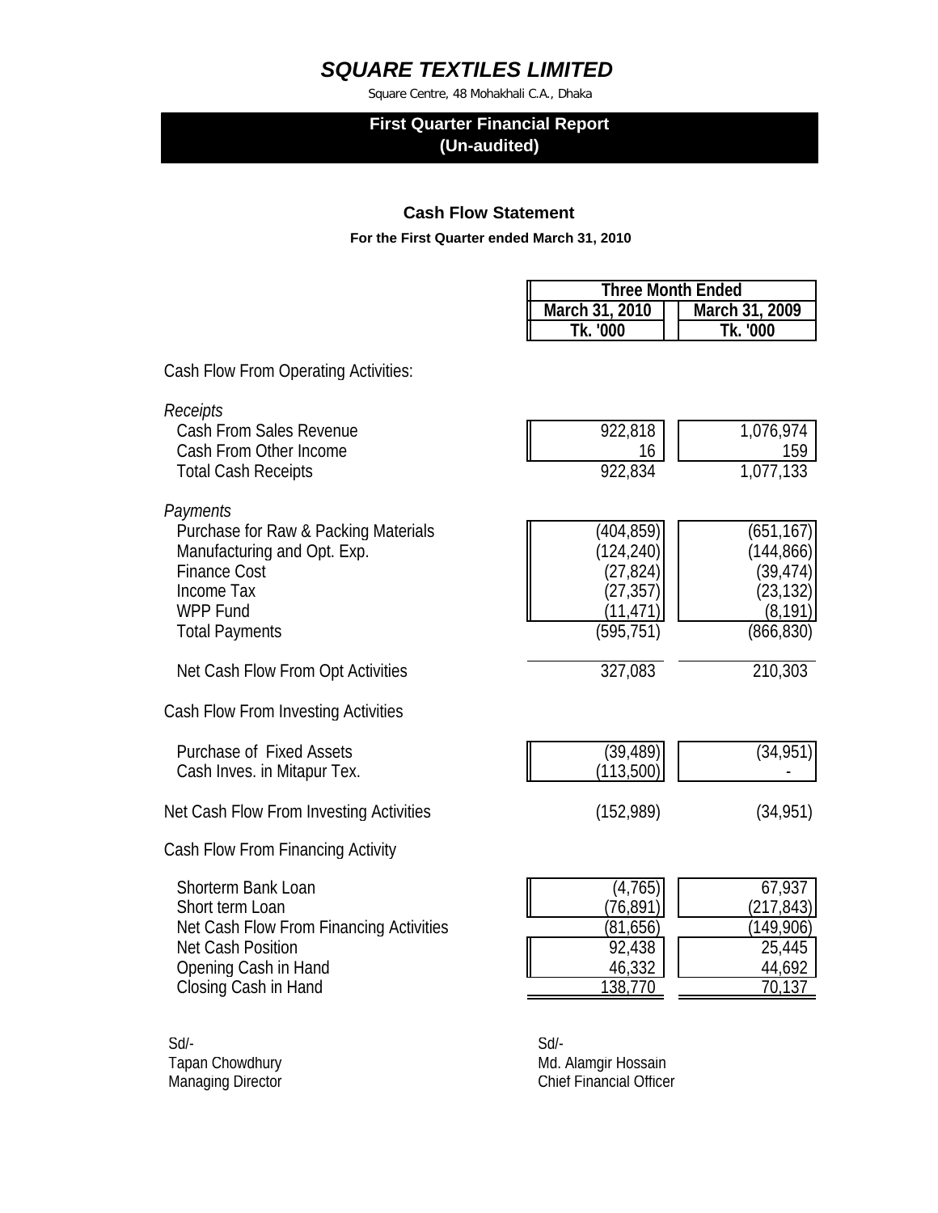# SQUARE TEXTILES LIMITED

Square Centre, 48 Mohakhali C.A., Dhaka

**First Quarter Financial Report**
**(Un-audited)**

## Cash Flow Statement

**For the First Quarter ended March 31, 2010**

| | Three Month Ended | |
|---|---|---|
| | March 31, 2010 | March 31, 2009 |
| | Tk. '000 | Tk. '000 |
| Cash Flow From Operating Activities: | | |
| *Receipts* | | |
| Cash From Sales Revenue | 922,818 | 1,076,974 |
| Cash From Other Income | 16 | 159 |
| Total Cash Receipts | 922,834 | 1,077,133 |
| *Payments* | | |
| Purchase for Raw & Packing Materials | (404,859) | (651,167) |
| Manufacturing and Opt. Exp. | (124,240) | (144,866) |
| Finance Cost | (27,824) | (39,474) |
| Income Tax | (27,357) | (23,132) |
| WPP Fund | (11,471) | (8,191) |
| Total Payments | (595,751) | (866,830) |
| Net Cash Flow From Opt Activities | 327,083 | 210,303 |
| Cash Flow From Investing Activities | | |
| Purchase of Fixed Assets | (39,489) | (34,951) |
| Cash Inves. in Mitapur Tex. | (113,500) | - |
| Net Cash Flow From Investing Activities | (152,989) | (34,951) |
| Cash Flow From Financing Activity | | |
| Shorterm Bank Loan | (4,765) | 67,937 |
| Short term Loan | (76,891) | (217,843) |
| Net Cash Flow From Financing Activities | (81,656) | (149,906) |
| Net Cash Position | 92,438 | 25,445 |
| Opening Cash in Hand | 46,332 | 44,692 |
| Closing Cash in Hand | 138,770 | 70,137 |

Sd/-
Tapan Chowdhury
Managing Director

Sd/-
Md. Alamgir Hossain
Chief Financial Officer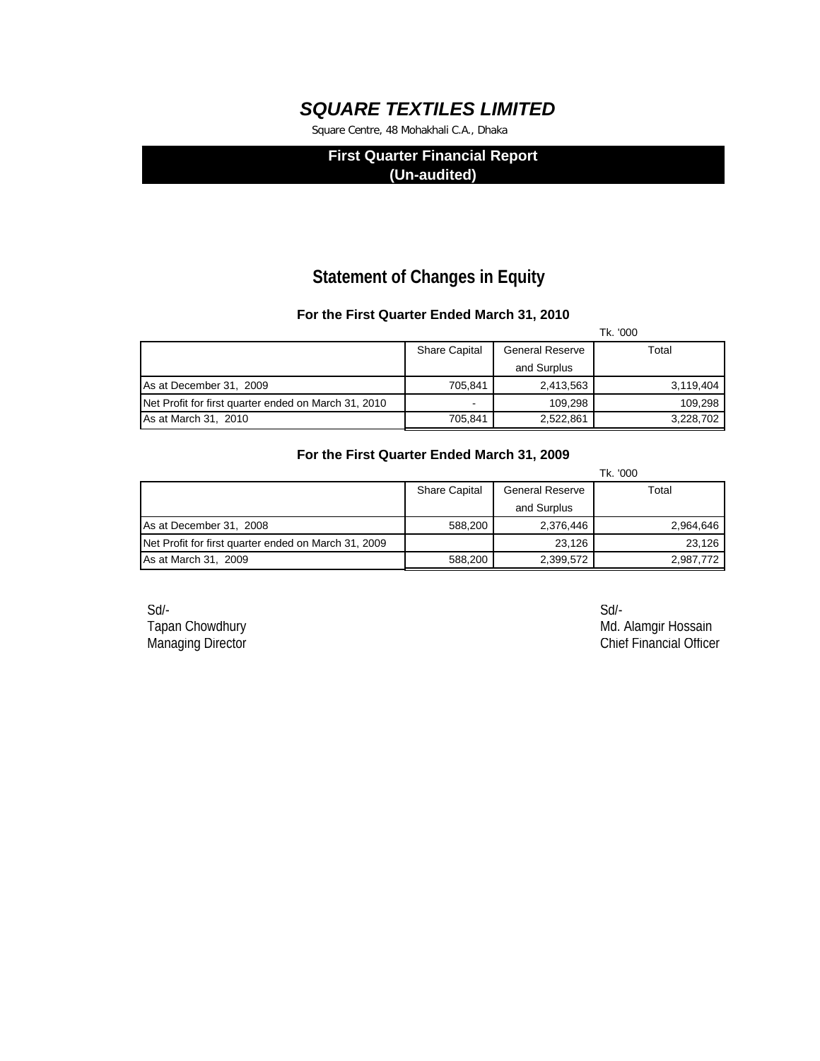# *SQUARE TEXTILES LIMITED*

Square Centre, 48 Mohakhali C.A., Dhaka

**First Quarter Financial Report**
**(Un-audited)**

## Statement of Changes in Equity

### For the First Quarter Ended March 31, 2010

Tk. '000

| | Share Capital | General Reserve and Surplus | Total |
|---|---|---|---|
| As at December 31, 2009 | 705,841 | 2,413,563 | 3,119,404 |
| Net Profit for first quarter ended on March 31, 2010 | - | 109,298 | 109,298 |
| As at March 31, 2010 | 705,841 | 2,522,861 | 3,228,702 |

### For the First Quarter Ended March 31, 2009

Tk. '000

| | Share Capital | General Reserve and Surplus | Total |
|---|---|---|---|
| As at December 31, 2008 | 588,200 | 2,376,446 | 2,964,646 |
| Net Profit for first quarter ended on March 31, 2009 | | 23,126 | 23,126 |
| As at March 31, 2009 | 588,200 | 2,399,572 | 2,987,772 |

Sd/-
Tapan Chowdhury
Managing Director

Sd/-
Md. Alamgir Hossain
Chief Financial Officer